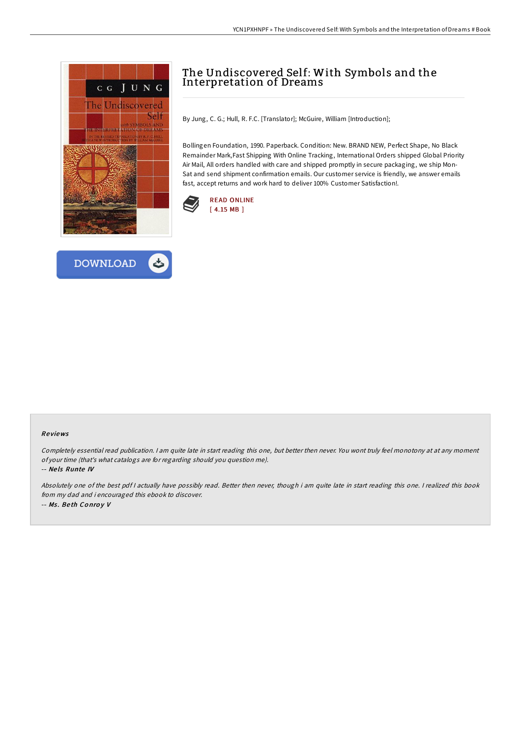# The Undiscovered Self: With Symbols and the Interpretation of Dreams

By Jung, C. G.; Hull, R. F.C. [Translator]; McGuire, William [Introduction];

Bollingen Foundation, 1990. Paperback. Condition: New. BRAND NEW, Perfect Shape, No Black Remainder Mark,Fast Shipping With Online Tracking, International Orders shipped Global Priority Air Mail, All orders handled with care and shipped promptly in secure packaging, we ship Mon-Sat and send shipment confirmation emails. Our customer service is friendly, we answer emails fast, accept returns and work hard to deliver 100% Customer Satisfaction!.

READ ONLINE
[ 4.15 MB ]

DOWNLOAD

## Reviews

*Completely essential read publication. I am quite late in start reading this one, but better then never. You wont truly feel monotony at at any moment of your time (that's what catalogs are for regarding should you question me).*

-- ***Nels Runte IV***

*Absolutely one of the best pdf I actually have possibly read. Better then never, though i am quite late in start reading this one. I realized this book from my dad and i encouraged this ebook to discover.*

-- ***Ms. Beth Conroy V***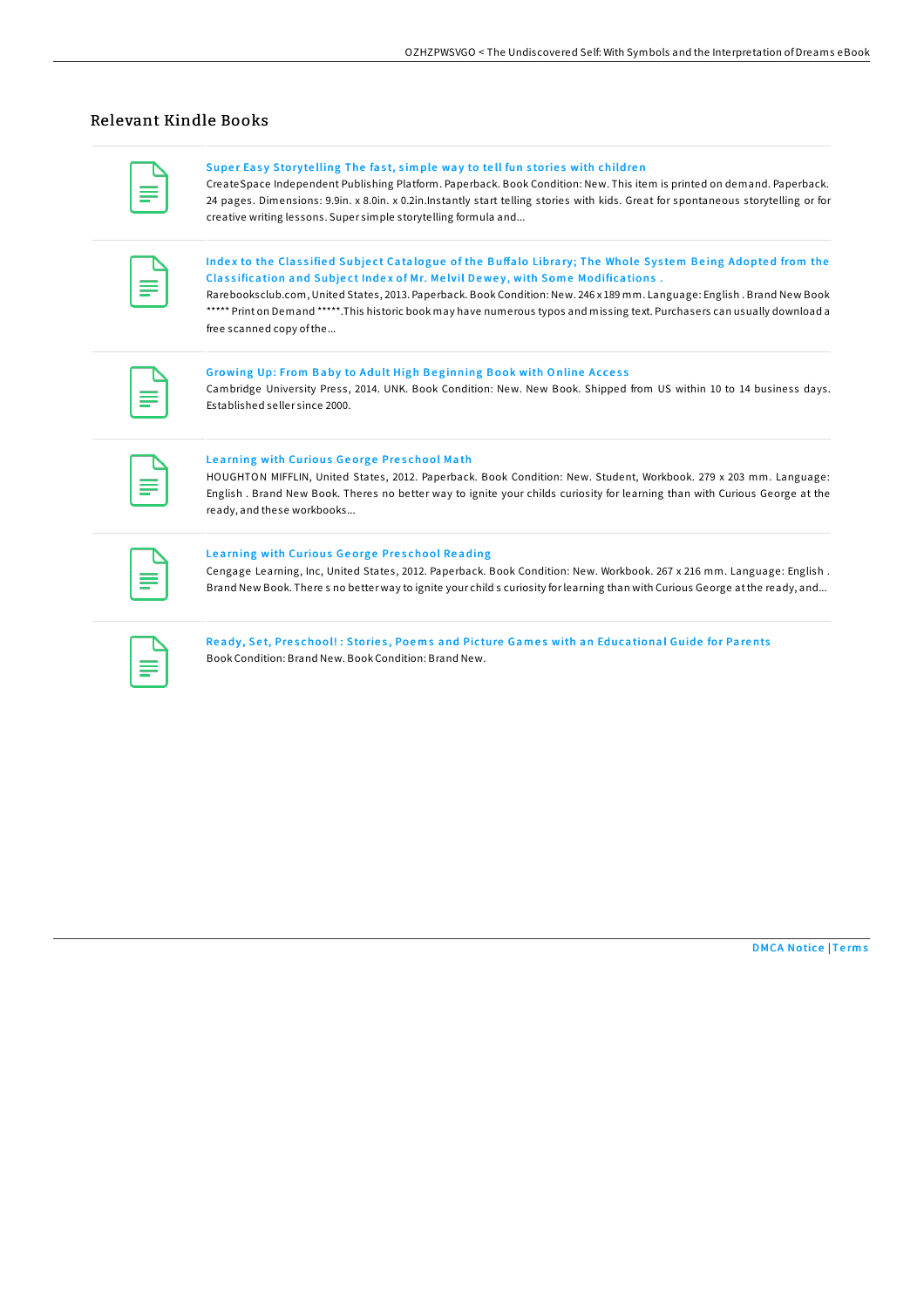## Relevant Kindle Books

### Super Easy Storytelling The fast, simple way to tell fun stories with children

CreateSpace Independent Publishing Platform. Paperback. Book Condition: New. This item is printed on demand. Paperback. 24 pages. Dimensions: 9.9in. x 8.0in. x 0.2in.Instantly start telling stories with kids. Great for spontaneous storytelling or for creative writing lessons. Super simple storytelling formula and...

### Index to the Classified Subject Catalogue of the Buffalo Library; The Whole System Being Adopted from the Classification and Subject Index of Mr. Melvil Dewey, with Some Modifications .

Rarebooksclub.com, United States, 2013. Paperback. Book Condition: New. 246 x 189 mm. Language: English . Brand New Book ***** Print on Demand *****.This historic book may have numerous typos and missing text. Purchasers can usually download a free scanned copy of the...

### Growing Up: From Baby to Adult High Beginning Book with Online Access

Cambridge University Press, 2014. UNK. Book Condition: New. New Book. Shipped from US within 10 to 14 business days. Established seller since 2000.

### Learning with Curious George Preschool Math

HOUGHTON MIFFLIN, United States, 2012. Paperback. Book Condition: New. Student, Workbook. 279 x 203 mm. Language: English . Brand New Book. Theres no better way to ignite your childs curiosity for learning than with Curious George at the ready, and these workbooks...

### Learning with Curious George Preschool Reading

Cengage Learning, Inc, United States, 2012. Paperback. Book Condition: New. Workbook. 267 x 216 mm. Language: English . Brand New Book. There s no better way to ignite your child s curiosity for learning than with Curious George at the ready, and...

### Ready, Set, Preschool! : Stories, Poems and Picture Games with an Educational Guide for Parents

Book Condition: Brand New. Book Condition: Brand New.

DMCA Notice | Terms